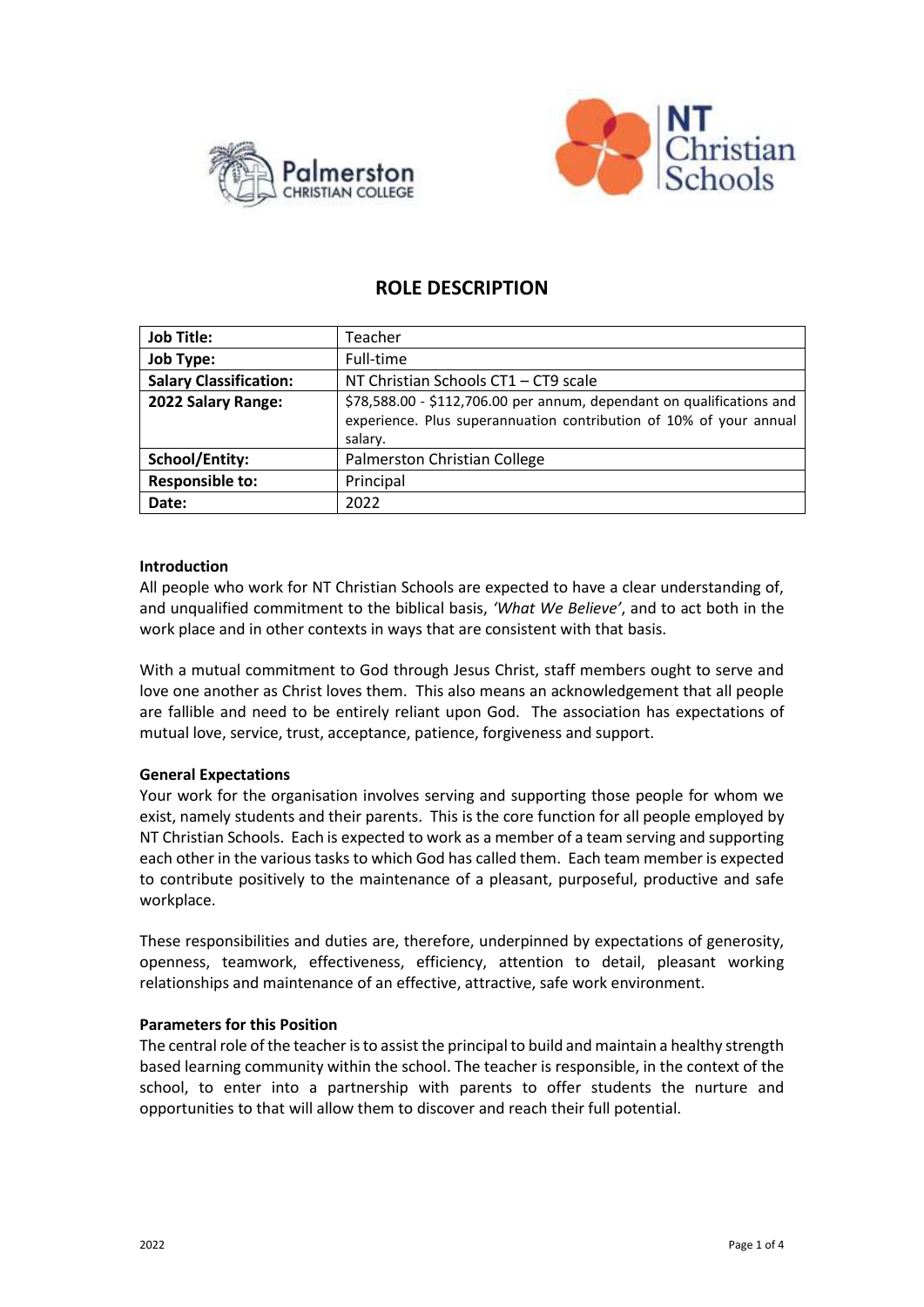# ROLE DESCRIPTION

| **Job Title:** | Teacher |
|---|---|
| **Job Type:** | Full-time |
| **Salary Classification:** | NT Christian Schools CT1 – CT9 scale |
| **2022 Salary Range:** | $78,588.00 - $112,706.00 per annum, dependant on qualifications and experience. Plus superannuation contribution of 10% of your annual salary. |
| **School/Entity:** | Palmerston Christian College |
| **Responsible to:** | Principal |
| **Date:** | 2022 |

**Introduction**

All people who work for NT Christian Schools are expected to have a clear understanding of, and unqualified commitment to the biblical basis, *'What We Believe'*, and to act both in the work place and in other contexts in ways that are consistent with that basis.

With a mutual commitment to God through Jesus Christ, staff members ought to serve and love one another as Christ loves them. This also means an acknowledgement that all people are fallible and need to be entirely reliant upon God. The association has expectations of mutual love, service, trust, acceptance, patience, forgiveness and support.

**General Expectations**

Your work for the organisation involves serving and supporting those people for whom we exist, namely students and their parents. This is the core function for all people employed by NT Christian Schools. Each is expected to work as a member of a team serving and supporting each other in the various tasks to which God has called them. Each team member is expected to contribute positively to the maintenance of a pleasant, purposeful, productive and safe workplace.

These responsibilities and duties are, therefore, underpinned by expectations of generosity, openness, teamwork, effectiveness, efficiency, attention to detail, pleasant working relationships and maintenance of an effective, attractive, safe work environment.

**Parameters for this Position**

The central role of the teacher is to assist the principal to build and maintain a healthy strength based learning community within the school. The teacher is responsible, in the context of the school, to enter into a partnership with parents to offer students the nurture and opportunities to that will allow them to discover and reach their full potential.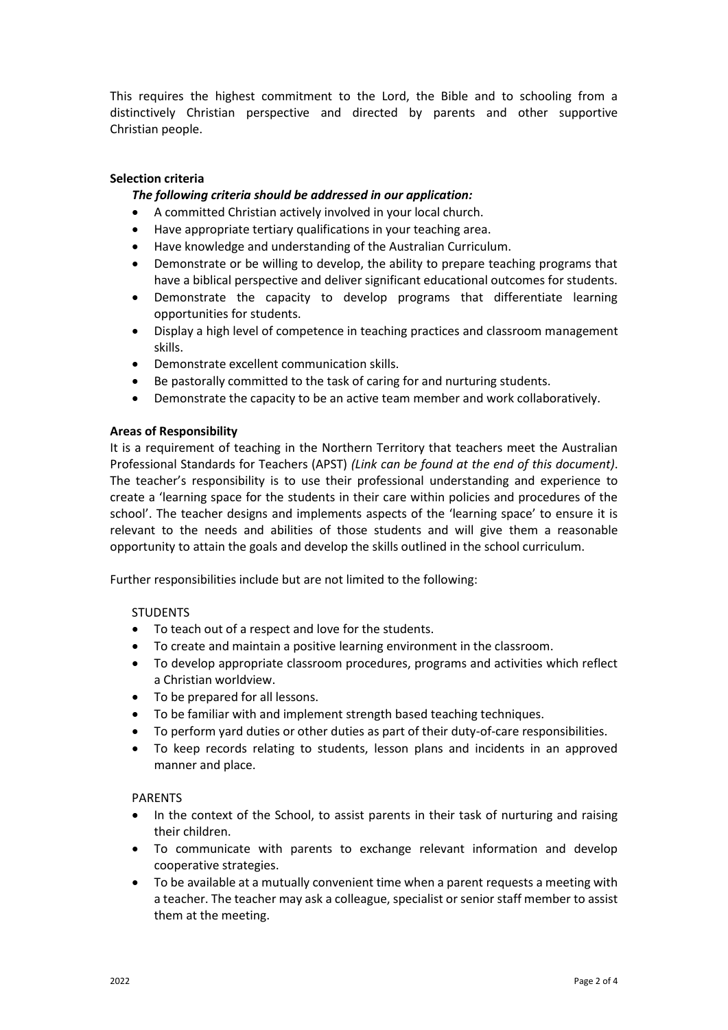This requires the highest commitment to the Lord, the Bible and to schooling from a distinctively Christian perspective and directed by parents and other supportive Christian people.

**Selection criteria**

***The following criteria should be addressed in our application:***

- A committed Christian actively involved in your local church.
- Have appropriate tertiary qualifications in your teaching area.
- Have knowledge and understanding of the Australian Curriculum.
- Demonstrate or be willing to develop, the ability to prepare teaching programs that have a biblical perspective and deliver significant educational outcomes for students.
- Demonstrate the capacity to develop programs that differentiate learning opportunities for students.
- Display a high level of competence in teaching practices and classroom management skills.
- Demonstrate excellent communication skills.
- Be pastorally committed to the task of caring for and nurturing students.
- Demonstrate the capacity to be an active team member and work collaboratively.

**Areas of Responsibility**

It is a requirement of teaching in the Northern Territory that teachers meet the Australian Professional Standards for Teachers (APST) *(Link can be found at the end of this document)*. The teacher's responsibility is to use their professional understanding and experience to create a 'learning space for the students in their care within policies and procedures of the school'. The teacher designs and implements aspects of the 'learning space' to ensure it is relevant to the needs and abilities of those students and will give them a reasonable opportunity to attain the goals and develop the skills outlined in the school curriculum.

Further responsibilities include but are not limited to the following:

STUDENTS

- To teach out of a respect and love for the students.
- To create and maintain a positive learning environment in the classroom.
- To develop appropriate classroom procedures, programs and activities which reflect a Christian worldview.
- To be prepared for all lessons.
- To be familiar with and implement strength based teaching techniques.
- To perform yard duties or other duties as part of their duty-of-care responsibilities.
- To keep records relating to students, lesson plans and incidents in an approved manner and place.

PARENTS

- In the context of the School, to assist parents in their task of nurturing and raising their children.
- To communicate with parents to exchange relevant information and develop cooperative strategies.
- To be available at a mutually convenient time when a parent requests a meeting with a teacher. The teacher may ask a colleague, specialist or senior staff member to assist them at the meeting.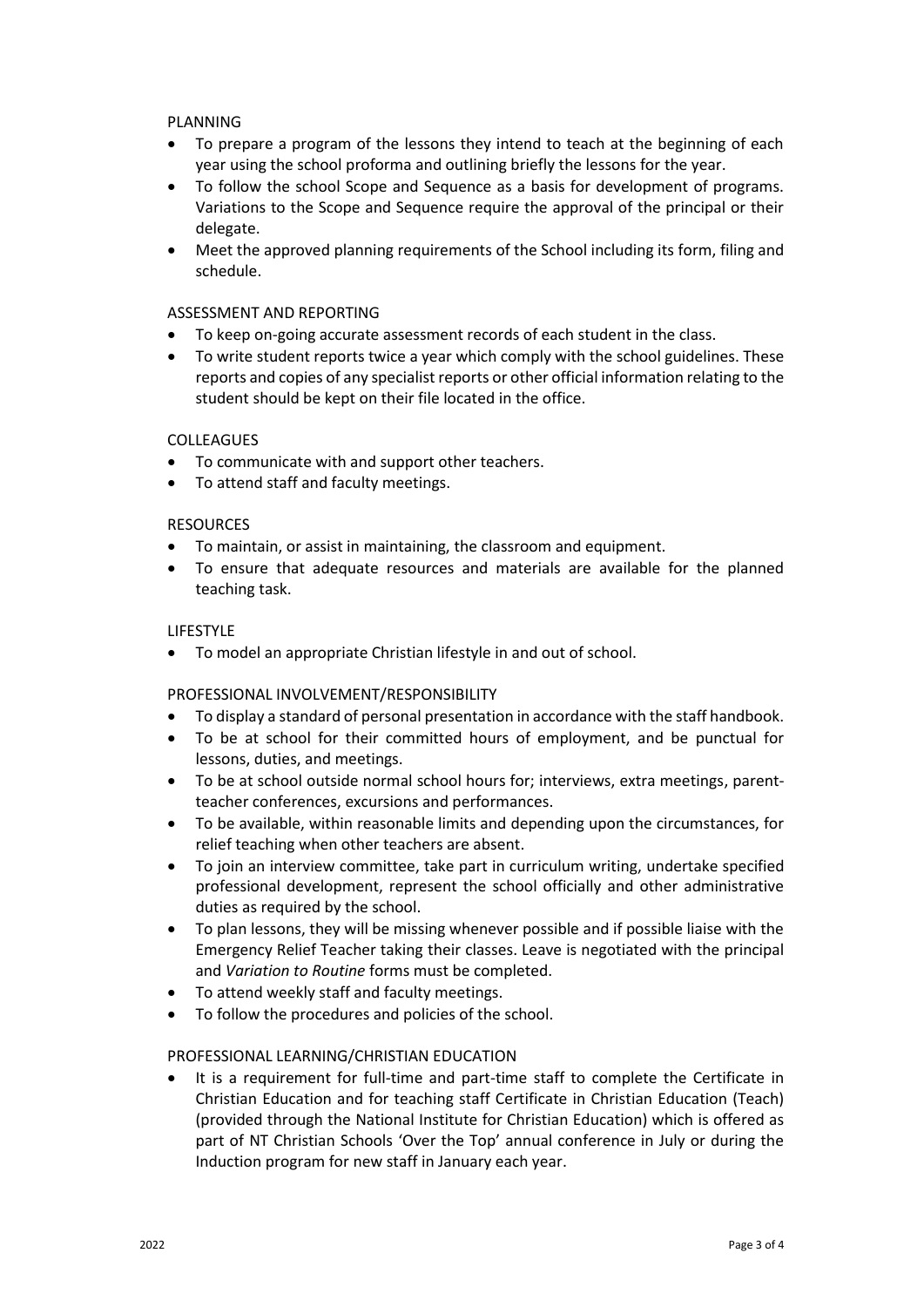PLANNING

- To prepare a program of the lessons they intend to teach at the beginning of each year using the school proforma and outlining briefly the lessons for the year.
- To follow the school Scope and Sequence as a basis for development of programs. Variations to the Scope and Sequence require the approval of the principal or their delegate.
- Meet the approved planning requirements of the School including its form, filing and schedule.

ASSESSMENT AND REPORTING

- To keep on-going accurate assessment records of each student in the class.
- To write student reports twice a year which comply with the school guidelines. These reports and copies of any specialist reports or other official information relating to the student should be kept on their file located in the office.

COLLEAGUES

- To communicate with and support other teachers.
- To attend staff and faculty meetings.

RESOURCES

- To maintain, or assist in maintaining, the classroom and equipment.
- To ensure that adequate resources and materials are available for the planned teaching task.

LIFESTYLE

- To model an appropriate Christian lifestyle in and out of school.

PROFESSIONAL INVOLVEMENT/RESPONSIBILITY

- To display a standard of personal presentation in accordance with the staff handbook.
- To be at school for their committed hours of employment, and be punctual for lessons, duties, and meetings.
- To be at school outside normal school hours for; interviews, extra meetings, parent-teacher conferences, excursions and performances.
- To be available, within reasonable limits and depending upon the circumstances, for relief teaching when other teachers are absent.
- To join an interview committee, take part in curriculum writing, undertake specified professional development, represent the school officially and other administrative duties as required by the school.
- To plan lessons, they will be missing whenever possible and if possible liaise with the Emergency Relief Teacher taking their classes. Leave is negotiated with the principal and *Variation to Routine* forms must be completed.
- To attend weekly staff and faculty meetings.
- To follow the procedures and policies of the school.

PROFESSIONAL LEARNING/CHRISTIAN EDUCATION

- It is a requirement for full-time and part-time staff to complete the Certificate in Christian Education and for teaching staff Certificate in Christian Education (Teach) (provided through the National Institute for Christian Education) which is offered as part of NT Christian Schools 'Over the Top' annual conference in July or during the Induction program for new staff in January each year.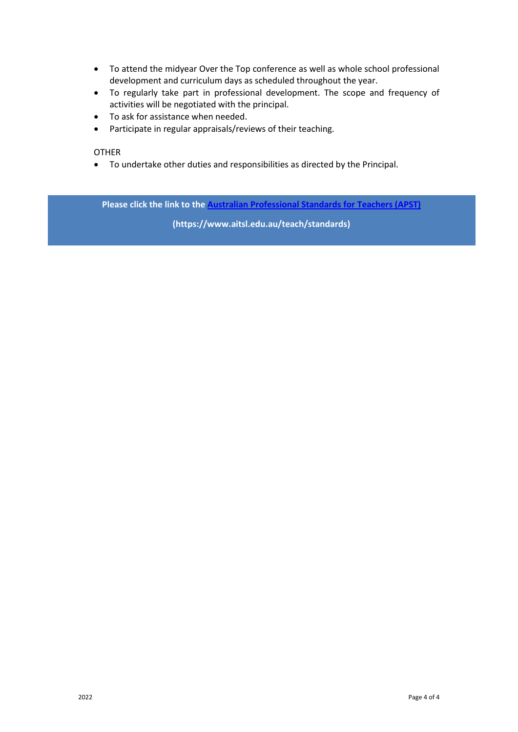- To attend the midyear Over the Top conference as well as whole school professional development and curriculum days as scheduled throughout the year.
- To regularly take part in professional development. The scope and frequency of activities will be negotiated with the principal.
- To ask for assistance when needed.
- Participate in regular appraisals/reviews of their teaching.

OTHER

- To undertake other duties and responsibilities as directed by the Principal.

**Please click the link to the [Australian Professional Standards for Teachers (APST)](https://www.aitsl.edu.au/teach/standards)**

**(https://www.aitsl.edu.au/teach/standards)**